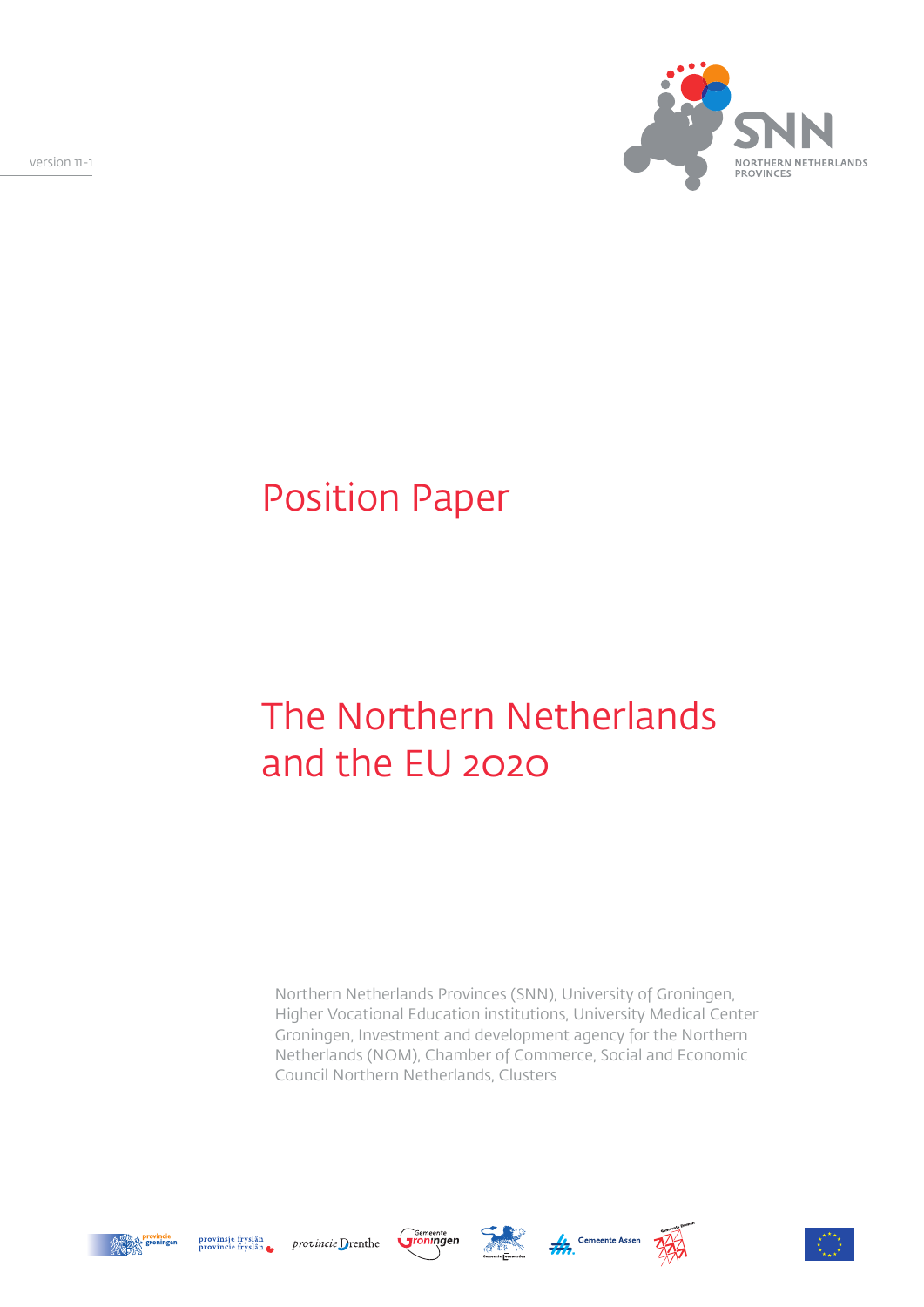version 11-1

SNN
NORTHERN NETHERLANDS PROVINCES

# Position Paper

# The Northern Netherlands and the EU 2020

Northern Netherlands Provinces (SNN), University of Groningen, Higher Vocational Education institutions, University Medical Center Groningen, Investment and development agency for the Northern Netherlands (NOM), Chamber of Commerce, Social and Economic Council Northern Netherlands, Clusters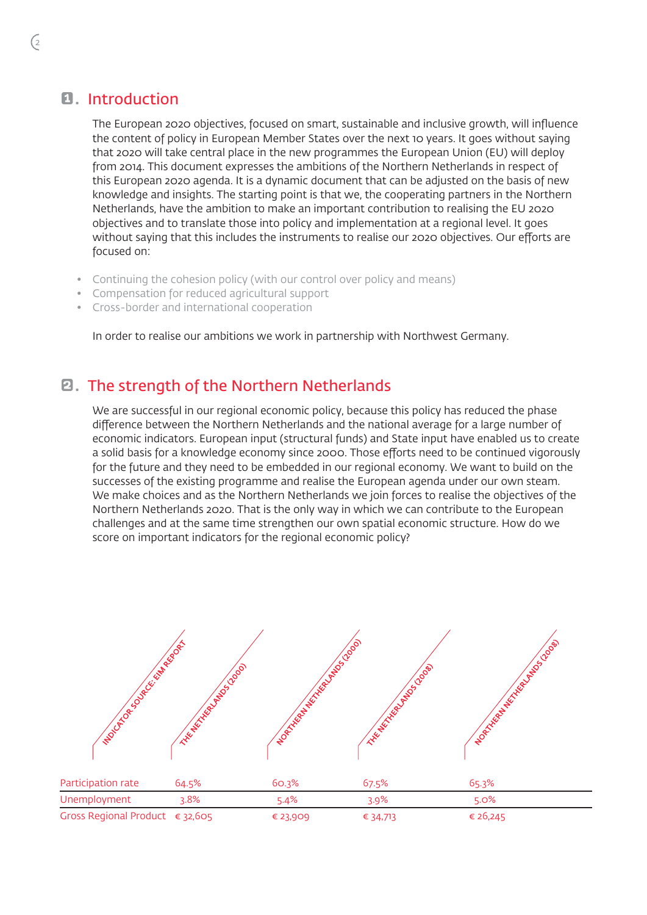## 1. Introduction

The European 2020 objectives, focused on smart, sustainable and inclusive growth, will influence the content of policy in European Member States over the next 10 years. It goes without saying that 2020 will take central place in the new programmes the European Union (EU) will deploy from 2014. This document expresses the ambitions of the Northern Netherlands in respect of this European 2020 agenda. It is a dynamic document that can be adjusted on the basis of new knowledge and insights. The starting point is that we, the cooperating partners in the Northern Netherlands, have the ambition to make an important contribution to realising the EU 2020 objectives and to translate those into policy and implementation at a regional level. It goes without saying that this includes the instruments to realise our 2020 objectives. Our efforts are focused on:

- Continuing the cohesion policy (with our control over policy and means)
- Compensation for reduced agricultural support
- Cross-border and international cooperation

In order to realise our ambitions we work in partnership with Northwest Germany.

## 2. The strength of the Northern Netherlands

We are successful in our regional economic policy, because this policy has reduced the phase difference between the Northern Netherlands and the national average for a large number of economic indicators. European input (structural funds) and State input have enabled us to create a solid basis for a knowledge economy since 2000. Those efforts need to be continued vigorously for the future and they need to be embedded in our regional economy. We want to build on the successes of the existing programme and realise the European agenda under our own steam. We make choices and as the Northern Netherlands we join forces to realise the objectives of the Northern Netherlands 2020. That is the only way in which we can contribute to the European challenges and at the same time strengthen our own spatial economic structure. How do we score on important indicators for the regional economic policy?

| Indicator source: EIM report | The Netherlands (2000) | Northern Netherlands (2000) | The Netherlands (2008) | Northern Netherlands (2008) |
|---|---|---|---|---|
| Participation rate | 64.5% | 60.3% | 67.5% | 65.3% |
| Unemployment | 3.8% | 5.4% | 3.9% | 5.0% |
| Gross Regional Product | € 32,605 | € 23,909 | € 34,713 | € 26,245 |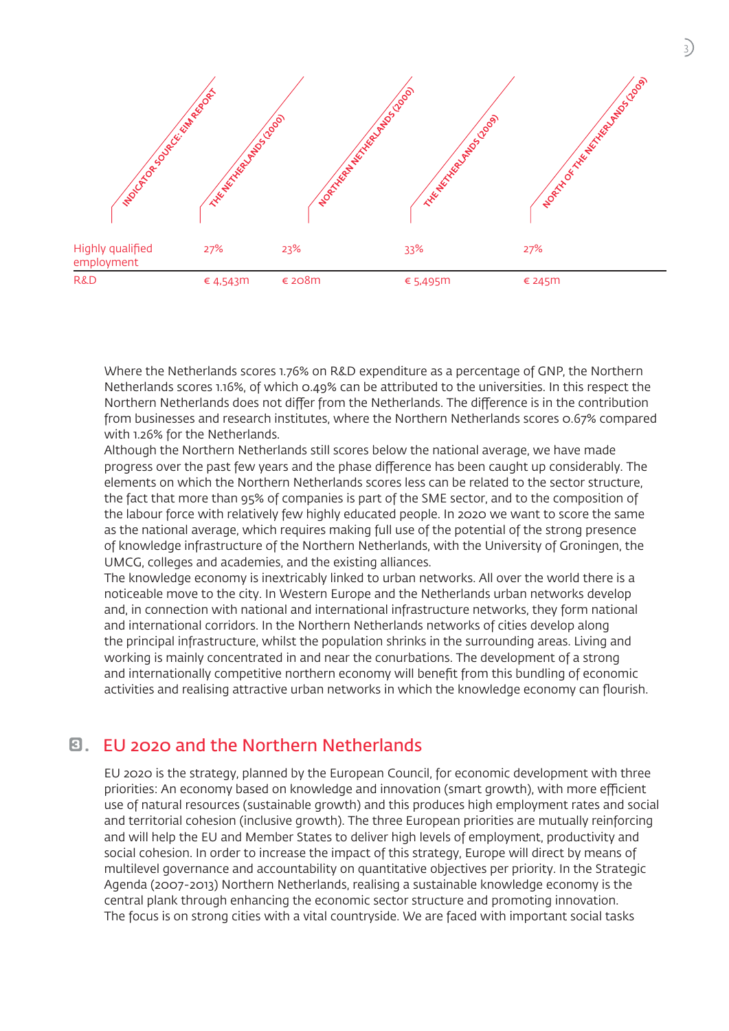| Indicator source: EIM report | The Netherlands (2000) | Northern Netherlands (2000) | The Netherlands (2009) | North of the Netherlands (2009) |
|---|---|---|---|---|
| Highly qualified employment | 27% | 23% | 33% | 27% |
| R&D | € 4,543m | € 208m | € 5,495m | € 245m |

Where the Netherlands scores 1.76% on R&D expenditure as a percentage of GNP, the Northern Netherlands scores 1.16%, of which 0.49% can be attributed to the universities. In this respect the Northern Netherlands does not differ from the Netherlands. The difference is in the contribution from businesses and research institutes, where the Northern Netherlands scores 0.67% compared with 1.26% for the Netherlands.

Although the Northern Netherlands still scores below the national average, we have made progress over the past few years and the phase difference has been caught up considerably. The elements on which the Northern Netherlands scores less can be related to the sector structure, the fact that more than 95% of companies is part of the SME sector, and to the composition of the labour force with relatively few highly educated people. In 2020 we want to score the same as the national average, which requires making full use of the potential of the strong presence of knowledge infrastructure of the Northern Netherlands, with the University of Groningen, the UMCG, colleges and academies, and the existing alliances.

The knowledge economy is inextricably linked to urban networks. All over the world there is a noticeable move to the city. In Western Europe and the Netherlands urban networks develop and, in connection with national and international infrastructure networks, they form national and international corridors. In the Northern Netherlands networks of cities develop along the principal infrastructure, whilst the population shrinks in the surrounding areas. Living and working is mainly concentrated in and near the conurbations. The development of a strong and internationally competitive northern economy will benefit from this bundling of economic activities and realising attractive urban networks in which the knowledge economy can flourish.

## 3. EU 2020 and the Northern Netherlands

EU 2020 is the strategy, planned by the European Council, for economic development with three priorities: An economy based on knowledge and innovation (smart growth), with more efficient use of natural resources (sustainable growth) and this produces high employment rates and social and territorial cohesion (inclusive growth). The three European priorities are mutually reinforcing and will help the EU and Member States to deliver high levels of employment, productivity and social cohesion. In order to increase the impact of this strategy, Europe will direct by means of multilevel governance and accountability on quantitative objectives per priority. In the Strategic Agenda (2007-2013) Northern Netherlands, realising a sustainable knowledge economy is the central plank through enhancing the economic sector structure and promoting innovation.

The focus is on strong cities with a vital countryside. We are faced with important social tasks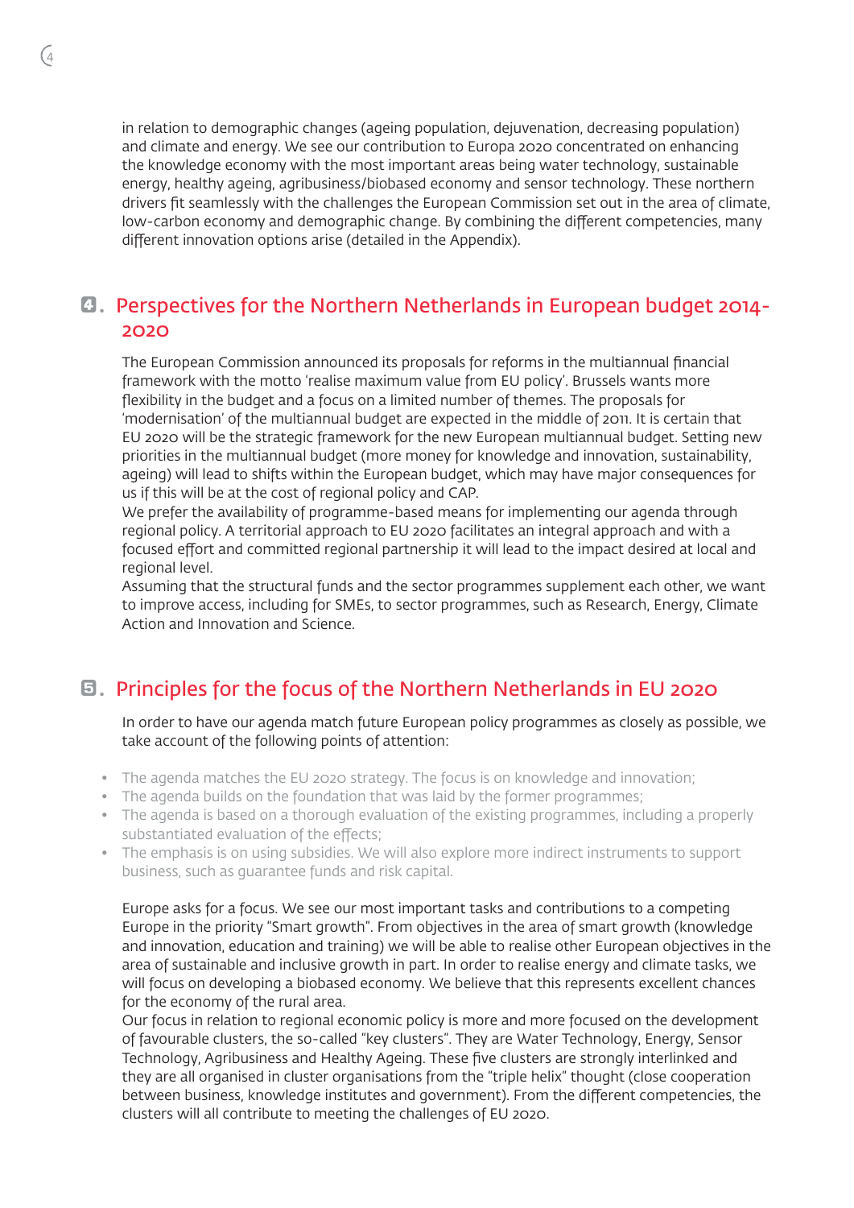in relation to demographic changes (ageing population, dejuvenation, decreasing population) and climate and energy. We see our contribution to Europa 2020 concentrated on enhancing the knowledge economy with the most important areas being water technology, sustainable energy, healthy ageing, agribusiness/biobased economy and sensor technology. These northern drivers fit seamlessly with the challenges the European Commission set out in the area of climate, low-carbon economy and demographic change. By combining the different competencies, many different innovation options arise (detailed in the Appendix).

## 4. Perspectives for the Northern Netherlands in European budget 2014-2020

The European Commission announced its proposals for reforms in the multiannual financial framework with the motto 'realise maximum value from EU policy'. Brussels wants more flexibility in the budget and a focus on a limited number of themes. The proposals for 'modernisation' of the multiannual budget are expected in the middle of 2011. It is certain that EU 2020 will be the strategic framework for the new European multiannual budget. Setting new priorities in the multiannual budget (more money for knowledge and innovation, sustainability, ageing) will lead to shifts within the European budget, which may have major consequences for us if this will be at the cost of regional policy and CAP.

We prefer the availability of programme-based means for implementing our agenda through regional policy. A territorial approach to EU 2020 facilitates an integral approach and with a focused effort and committed regional partnership it will lead to the impact desired at local and regional level.

Assuming that the structural funds and the sector programmes supplement each other, we want to improve access, including for SMEs, to sector programmes, such as Research, Energy, Climate Action and Innovation and Science.

## 5. Principles for the focus of the Northern Netherlands in EU 2020

In order to have our agenda match future European policy programmes as closely as possible, we take account of the following points of attention:

- The agenda matches the EU 2020 strategy. The focus is on knowledge and innovation;
- The agenda builds on the foundation that was laid by the former programmes;
- The agenda is based on a thorough evaluation of the existing programmes, including a properly substantiated evaluation of the effects;
- The emphasis is on using subsidies. We will also explore more indirect instruments to support business, such as guarantee funds and risk capital.

Europe asks for a focus. We see our most important tasks and contributions to a competing Europe in the priority "Smart growth". From objectives in the area of smart growth (knowledge and innovation, education and training) we will be able to realise other European objectives in the area of sustainable and inclusive growth in part. In order to realise energy and climate tasks, we will focus on developing a biobased economy. We believe that this represents excellent chances for the economy of the rural area.

Our focus in relation to regional economic policy is more and more focused on the development of favourable clusters, the so-called "key clusters". They are Water Technology, Energy, Sensor Technology, Agribusiness and Healthy Ageing. These five clusters are strongly interlinked and they are all organised in cluster organisations from the "triple helix" thought (close cooperation between business, knowledge institutes and government). From the different competencies, the clusters will all contribute to meeting the challenges of EU 2020.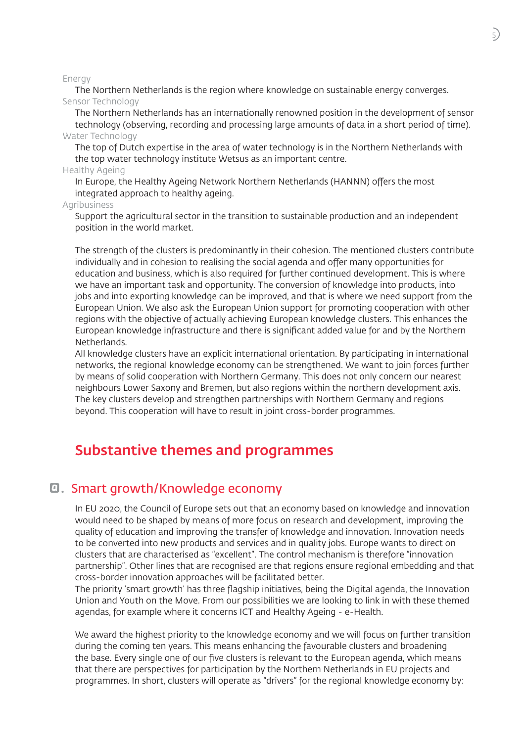Energy

The Northern Netherlands is the region where knowledge on sustainable energy converges.

Sensor Technology

The Northern Netherlands has an internationally renowned position in the development of sensor technology (observing, recording and processing large amounts of data in a short period of time).

Water Technology

The top of Dutch expertise in the area of water technology is in the Northern Netherlands with the top water technology institute Wetsus as an important centre.

Healthy Ageing

In Europe, the Healthy Ageing Network Northern Netherlands (HANNN) offers the most integrated approach to healthy ageing.

Agribusiness

Support the agricultural sector in the transition to sustainable production and an independent position in the world market.

The strength of the clusters is predominantly in their cohesion. The mentioned clusters contribute individually and in cohesion to realising the social agenda and offer many opportunities for education and business, which is also required for further continued development. This is where we have an important task and opportunity. The conversion of knowledge into products, into jobs and into exporting knowledge can be improved, and that is where we need support from the European Union. We also ask the European Union support for promoting cooperation with other regions with the objective of actually achieving European knowledge clusters. This enhances the European knowledge infrastructure and there is significant added value for and by the Northern Netherlands.

All knowledge clusters have an explicit international orientation. By participating in international networks, the regional knowledge economy can be strengthened. We want to join forces further by means of solid cooperation with Northern Germany. This does not only concern our nearest neighbours Lower Saxony and Bremen, but also regions within the northern development axis. The key clusters develop and strengthen partnerships with Northern Germany and regions beyond. This cooperation will have to result in joint cross-border programmes.

# Substantive themes and programmes

## a. Smart growth/Knowledge economy

In EU 2020, the Council of Europe sets out that an economy based on knowledge and innovation would need to be shaped by means of more focus on research and development, improving the quality of education and improving the transfer of knowledge and innovation. Innovation needs to be converted into new products and services and in quality jobs. Europe wants to direct on clusters that are characterised as "excellent". The control mechanism is therefore "innovation partnership". Other lines that are recognised are that regions ensure regional embedding and that cross-border innovation approaches will be facilitated better.

The priority 'smart growth' has three flagship initiatives, being the Digital agenda, the Innovation Union and Youth on the Move. From our possibilities we are looking to link in with these themed agendas, for example where it concerns ICT and Healthy Ageing - e-Health.

We award the highest priority to the knowledge economy and we will focus on further transition during the coming ten years. This means enhancing the favourable clusters and broadening the base. Every single one of our five clusters is relevant to the European agenda, which means that there are perspectives for participation by the Northern Netherlands in EU projects and programmes. In short, clusters will operate as "drivers" for the regional knowledge economy by: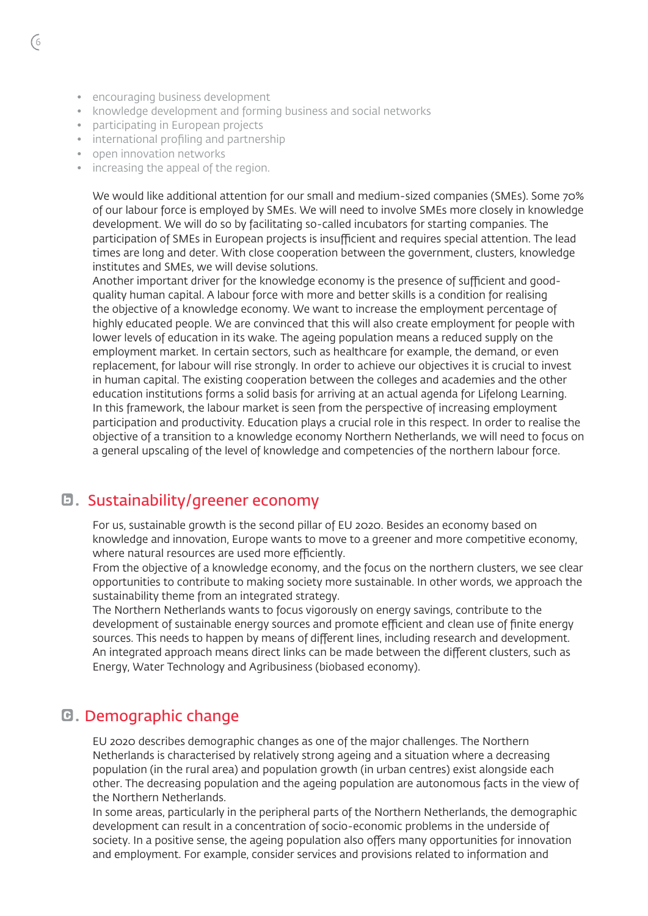- encouraging business development
- knowledge development and forming business and social networks
- participating in European projects
- international profiling and partnership
- open innovation networks
- increasing the appeal of the region.

We would like additional attention for our small and medium-sized companies (SMEs). Some 70% of our labour force is employed by SMEs. We will need to involve SMEs more closely in knowledge development. We will do so by facilitating so-called incubators for starting companies. The participation of SMEs in European projects is insufficient and requires special attention. The lead times are long and deter. With close cooperation between the government, clusters, knowledge institutes and SMEs, we will devise solutions.

Another important driver for the knowledge economy is the presence of sufficient and good-quality human capital. A labour force with more and better skills is a condition for realising the objective of a knowledge economy. We want to increase the employment percentage of highly educated people. We are convinced that this will also create employment for people with lower levels of education in its wake. The ageing population means a reduced supply on the employment market. In certain sectors, such as healthcare for example, the demand, or even replacement, for labour will rise strongly. In order to achieve our objectives it is crucial to invest in human capital. The existing cooperation between the colleges and academies and the other education institutions forms a solid basis for arriving at an actual agenda for Lifelong Learning. In this framework, the labour market is seen from the perspective of increasing employment participation and productivity. Education plays a crucial role in this respect. In order to realise the objective of a transition to a knowledge economy Northern Netherlands, we will need to focus on a general upscaling of the level of knowledge and competencies of the northern labour force.

## b. Sustainability/greener economy

For us, sustainable growth is the second pillar of EU 2020. Besides an economy based on knowledge and innovation, Europe wants to move to a greener and more competitive economy, where natural resources are used more efficiently.

From the objective of a knowledge economy, and the focus on the northern clusters, we see clear opportunities to contribute to making society more sustainable. In other words, we approach the sustainability theme from an integrated strategy.

The Northern Netherlands wants to focus vigorously on energy savings, contribute to the development of sustainable energy sources and promote efficient and clean use of finite energy sources. This needs to happen by means of different lines, including research and development. An integrated approach means direct links can be made between the different clusters, such as Energy, Water Technology and Agribusiness (biobased economy).

## c. Demographic change

EU 2020 describes demographic changes as one of the major challenges. The Northern Netherlands is characterised by relatively strong ageing and a situation where a decreasing population (in the rural area) and population growth (in urban centres) exist alongside each other. The decreasing population and the ageing population are autonomous facts in the view of the Northern Netherlands.

In some areas, particularly in the peripheral parts of the Northern Netherlands, the demographic development can result in a concentration of socio-economic problems in the underside of society. In a positive sense, the ageing population also offers many opportunities for innovation and employment. For example, consider services and provisions related to information and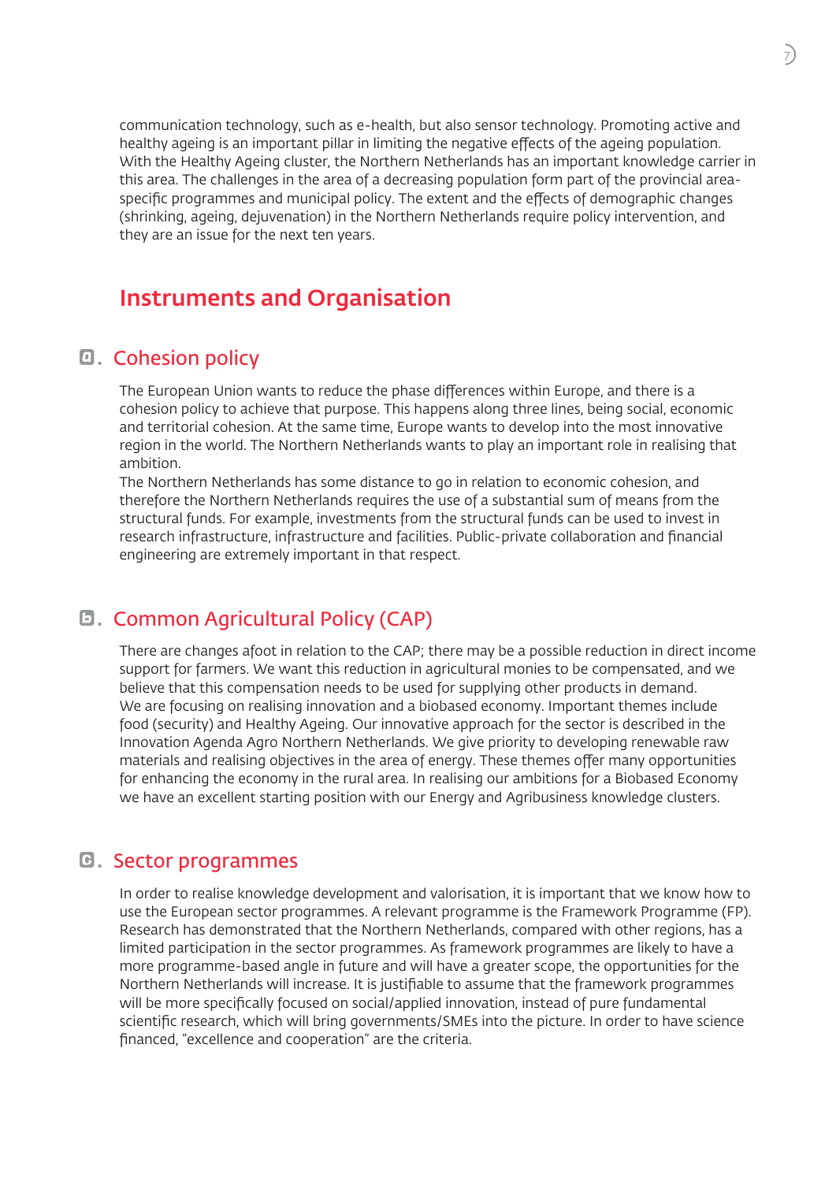communication technology, such as e-health, but also sensor technology. Promoting active and healthy ageing is an important pillar in limiting the negative effects of the ageing population. With the Healthy Ageing cluster, the Northern Netherlands has an important knowledge carrier in this area. The challenges in the area of a decreasing population form part of the provincial area-specific programmes and municipal policy. The extent and the effects of demographic changes (shrinking, ageing, dejuvenation) in the Northern Netherlands require policy intervention, and they are an issue for the next ten years.

# Instruments and Organisation

## a. Cohesion policy

The European Union wants to reduce the phase differences within Europe, and there is a cohesion policy to achieve that purpose. This happens along three lines, being social, economic and territorial cohesion. At the same time, Europe wants to develop into the most innovative region in the world. The Northern Netherlands wants to play an important role in realising that ambition.
The Northern Netherlands has some distance to go in relation to economic cohesion, and therefore the Northern Netherlands requires the use of a substantial sum of means from the structural funds. For example, investments from the structural funds can be used to invest in research infrastructure, infrastructure and facilities. Public-private collaboration and financial engineering are extremely important in that respect.

## b. Common Agricultural Policy (CAP)

There are changes afoot in relation to the CAP; there may be a possible reduction in direct income support for farmers. We want this reduction in agricultural monies to be compensated, and we believe that this compensation needs to be used for supplying other products in demand.
We are focusing on realising innovation and a biobased economy. Important themes include food (security) and Healthy Ageing. Our innovative approach for the sector is described in the Innovation Agenda Agro Northern Netherlands. We give priority to developing renewable raw materials and realising objectives in the area of energy. These themes offer many opportunities for enhancing the economy in the rural area. In realising our ambitions for a Biobased Economy we have an excellent starting position with our Energy and Agribusiness knowledge clusters.

## c. Sector programmes

In order to realise knowledge development and valorisation, it is important that we know how to use the European sector programmes. A relevant programme is the Framework Programme (FP). Research has demonstrated that the Northern Netherlands, compared with other regions, has a limited participation in the sector programmes. As framework programmes are likely to have a more programme-based angle in future and will have a greater scope, the opportunities for the Northern Netherlands will increase. It is justifiable to assume that the framework programmes will be more specifically focused on social/applied innovation, instead of pure fundamental scientific research, which will bring governments/SMEs into the picture. In order to have science financed, "excellence and cooperation" are the criteria.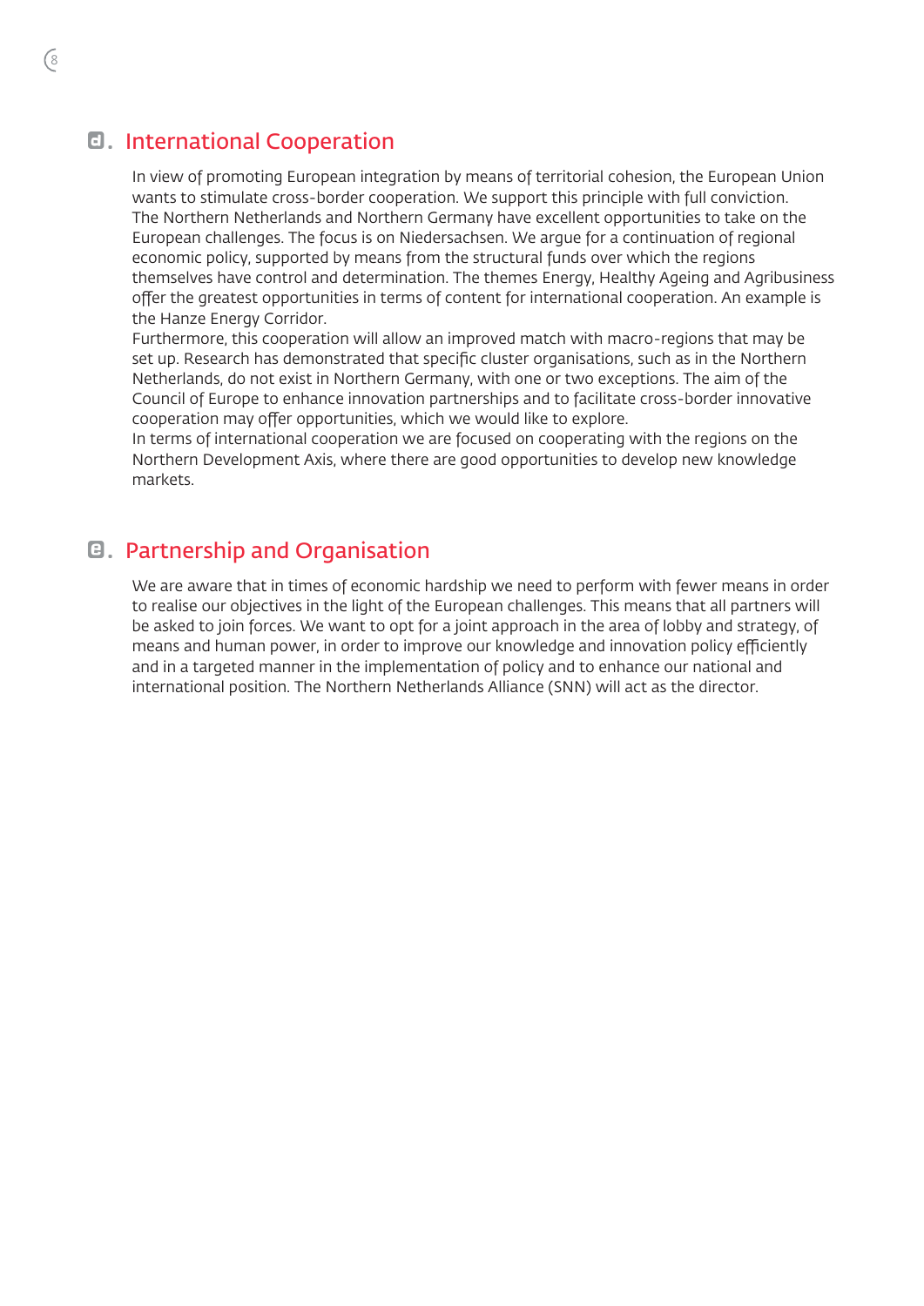## d. International Cooperation

In view of promoting European integration by means of territorial cohesion, the European Union wants to stimulate cross-border cooperation. We support this principle with full conviction. The Northern Netherlands and Northern Germany have excellent opportunities to take on the European challenges. The focus is on Niedersachsen. We argue for a continuation of regional economic policy, supported by means from the structural funds over which the regions themselves have control and determination. The themes Energy, Healthy Ageing and Agribusiness offer the greatest opportunities in terms of content for international cooperation. An example is the Hanze Energy Corridor.

Furthermore, this cooperation will allow an improved match with macro-regions that may be set up. Research has demonstrated that specific cluster organisations, such as in the Northern Netherlands, do not exist in Northern Germany, with one or two exceptions. The aim of the Council of Europe to enhance innovation partnerships and to facilitate cross-border innovative cooperation may offer opportunities, which we would like to explore.

In terms of international cooperation we are focused on cooperating with the regions on the Northern Development Axis, where there are good opportunities to develop new knowledge markets.

## e. Partnership and Organisation

We are aware that in times of economic hardship we need to perform with fewer means in order to realise our objectives in the light of the European challenges. This means that all partners will be asked to join forces. We want to opt for a joint approach in the area of lobby and strategy, of means and human power, in order to improve our knowledge and innovation policy efficiently and in a targeted manner in the implementation of policy and to enhance our national and international position. The Northern Netherlands Alliance (SNN) will act as the director.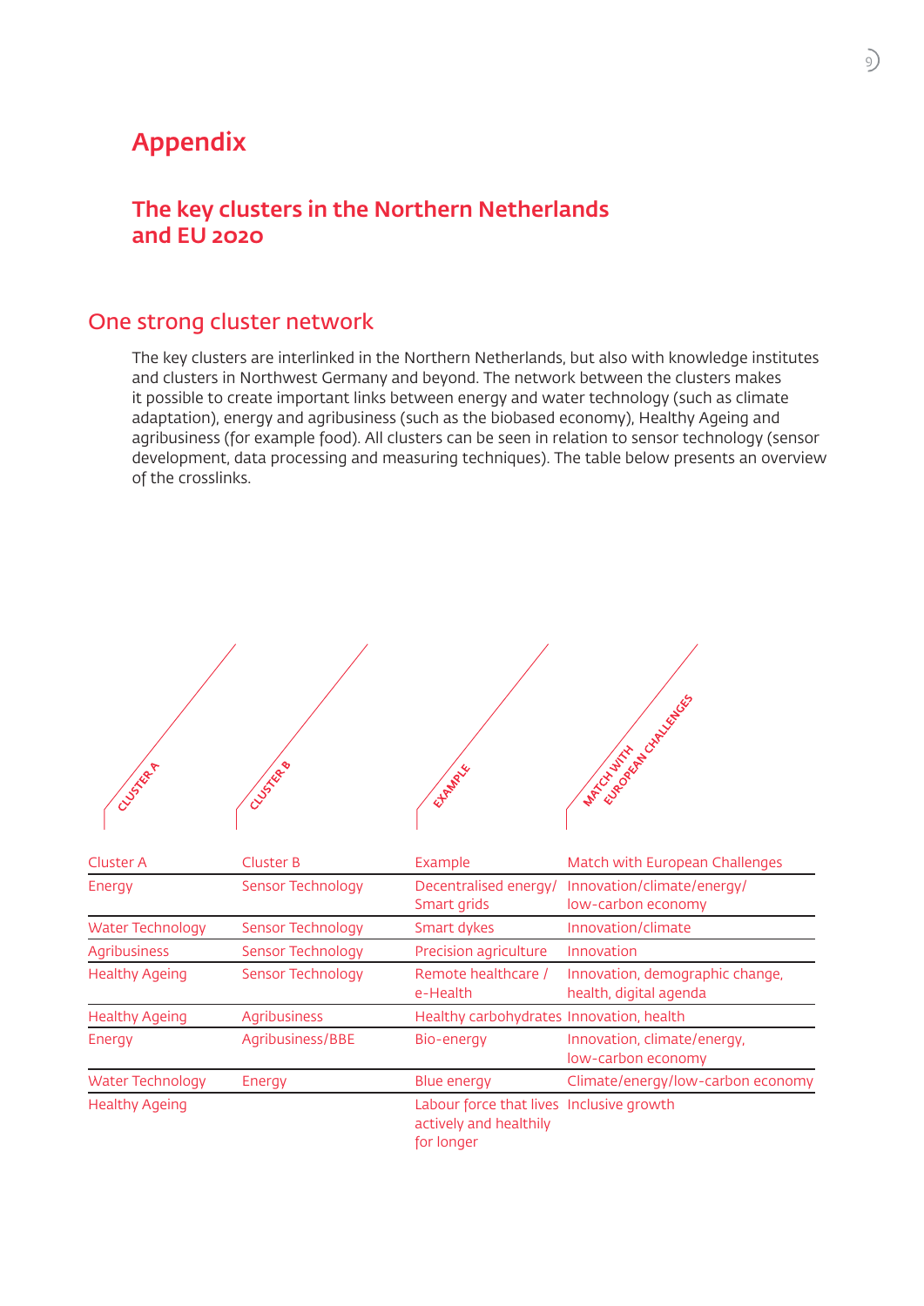# Appendix

## The key clusters in the Northern Netherlands and EU 2020

### One strong cluster network

The key clusters are interlinked in the Northern Netherlands, but also with knowledge institutes and clusters in Northwest Germany and beyond. The network between the clusters makes it possible to create important links between energy and water technology (such as climate adaptation), energy and agribusiness (such as the biobased economy), Healthy Ageing and agribusiness (for example food). All clusters can be seen in relation to sensor technology (sensor development, data processing and measuring techniques). The table below presents an overview of the crosslinks.

| Cluster A | Cluster B | Example | Match with European Challenges |
|---|---|---|---|
| Energy | Sensor Technology | Decentralised energy/ Smart grids | Innovation/climate/energy/ low-carbon economy |
| Water Technology | Sensor Technology | Smart dykes | Innovation/climate |
| Agribusiness | Sensor Technology | Precision agriculture | Innovation |
| Healthy Ageing | Sensor Technology | Remote healthcare / e-Health | Innovation, demographic change, health, digital agenda |
| Healthy Ageing | Agribusiness | Healthy carbohydrates | Innovation, health |
| Energy | Agribusiness/BBE | Bio-energy | Innovation, climate/energy, low-carbon economy |
| Water Technology | Energy | Blue energy | Climate/energy/low-carbon economy |
| Healthy Ageing | | Labour force that lives actively and healthily for longer | Inclusive growth |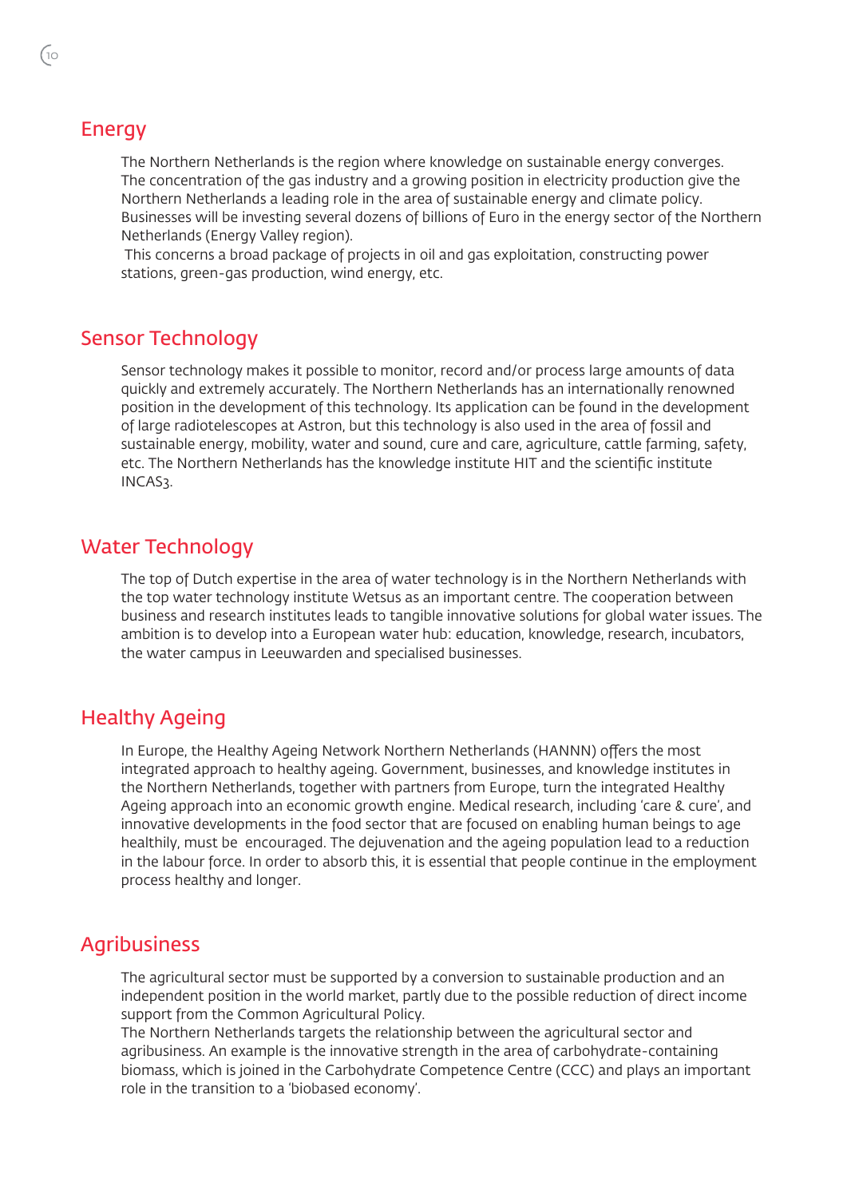## Energy

The Northern Netherlands is the region where knowledge on sustainable energy converges. The concentration of the gas industry and a growing position in electricity production give the Northern Netherlands a leading role in the area of sustainable energy and climate policy. Businesses will be investing several dozens of billions of Euro in the energy sector of the Northern Netherlands (Energy Valley region).

This concerns a broad package of projects in oil and gas exploitation, constructing power stations, green-gas production, wind energy, etc.

## Sensor Technology

Sensor technology makes it possible to monitor, record and/or process large amounts of data quickly and extremely accurately. The Northern Netherlands has an internationally renowned position in the development of this technology. Its application can be found in the development of large radiotelescopes at Astron, but this technology is also used in the area of fossil and sustainable energy, mobility, water and sound, cure and care, agriculture, cattle farming, safety, etc. The Northern Netherlands has the knowledge institute HIT and the scientific institute INCAS3.

## Water Technology

The top of Dutch expertise in the area of water technology is in the Northern Netherlands with the top water technology institute Wetsus as an important centre. The cooperation between business and research institutes leads to tangible innovative solutions for global water issues. The ambition is to develop into a European water hub: education, knowledge, research, incubators, the water campus in Leeuwarden and specialised businesses.

## Healthy Ageing

In Europe, the Healthy Ageing Network Northern Netherlands (HANNN) offers the most integrated approach to healthy ageing. Government, businesses, and knowledge institutes in the Northern Netherlands, together with partners from Europe, turn the integrated Healthy Ageing approach into an economic growth engine. Medical research, including 'care & cure', and innovative developments in the food sector that are focused on enabling human beings to age healthily, must be encouraged. The dejuvenation and the ageing population lead to a reduction in the labour force. In order to absorb this, it is essential that people continue in the employment process healthy and longer.

## Agribusiness

The agricultural sector must be supported by a conversion to sustainable production and an independent position in the world market, partly due to the possible reduction of direct income support from the Common Agricultural Policy.

The Northern Netherlands targets the relationship between the agricultural sector and agribusiness. An example is the innovative strength in the area of carbohydrate-containing biomass, which is joined in the Carbohydrate Competence Centre (CCC) and plays an important role in the transition to a 'biobased economy'.